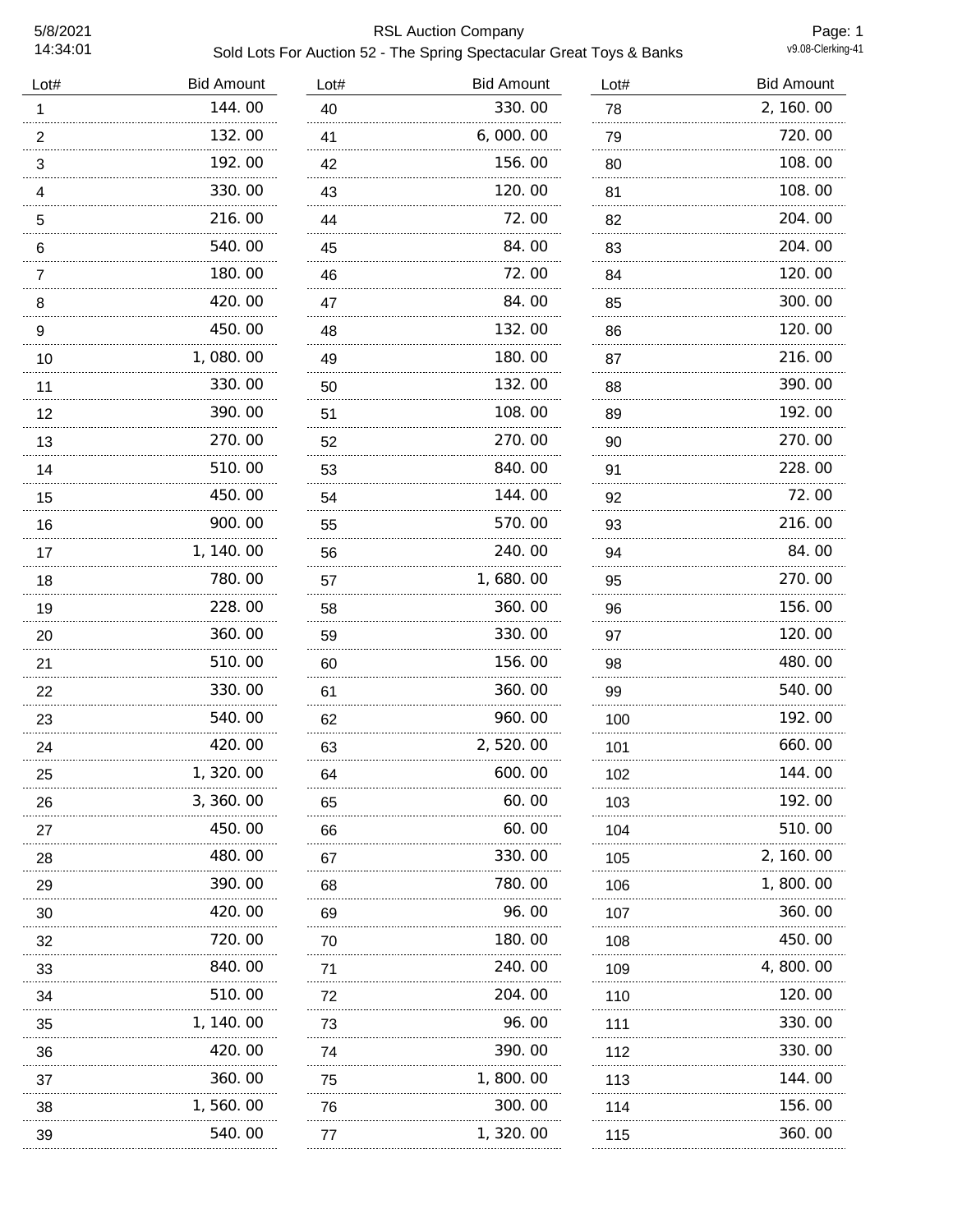5/8/2021
14:34:01

# RSL Auction Company

## Sold Lots For Auction 52 - The Spring Spectacular Great Toys & Banks

v9.08-Clerking-41

| Lot# | Bid Amount | Lot# | Bid Amount | Lot# | Bid Amount |
|---|---|---|---|---|---|
| 1 | 144.00 | 40 | 330.00 | 78 | 2,160.00 |
| 2 | 132.00 | 41 | 6,000.00 | 79 | 720.00 |
| 3 | 192.00 | 42 | 156.00 | 80 | 108.00 |
| 4 | 330.00 | 43 | 120.00 | 81 | 108.00 |
| 5 | 216.00 | 44 | 72.00 | 82 | 204.00 |
| 6 | 540.00 | 45 | 84.00 | 83 | 204.00 |
| 7 | 180.00 | 46 | 72.00 | 84 | 120.00 |
| 8 | 420.00 | 47 | 84.00 | 85 | 300.00 |
| 9 | 450.00 | 48 | 132.00 | 86 | 120.00 |
| 10 | 1,080.00 | 49 | 180.00 | 87 | 216.00 |
| 11 | 330.00 | 50 | 132.00 | 88 | 390.00 |
| 12 | 390.00 | 51 | 108.00 | 89 | 192.00 |
| 13 | 270.00 | 52 | 270.00 | 90 | 270.00 |
| 14 | 510.00 | 53 | 840.00 | 91 | 228.00 |
| 15 | 450.00 | 54 | 144.00 | 92 | 72.00 |
| 16 | 900.00 | 55 | 570.00 | 93 | 216.00 |
| 17 | 1,140.00 | 56 | 240.00 | 94 | 84.00 |
| 18 | 780.00 | 57 | 1,680.00 | 95 | 270.00 |
| 19 | 228.00 | 58 | 360.00 | 96 | 156.00 |
| 20 | 360.00 | 59 | 330.00 | 97 | 120.00 |
| 21 | 510.00 | 60 | 156.00 | 98 | 480.00 |
| 22 | 330.00 | 61 | 360.00 | 99 | 540.00 |
| 23 | 540.00 | 62 | 960.00 | 100 | 192.00 |
| 24 | 420.00 | 63 | 2,520.00 | 101 | 660.00 |
| 25 | 1,320.00 | 64 | 600.00 | 102 | 144.00 |
| 26 | 3,360.00 | 65 | 60.00 | 103 | 192.00 |
| 27 | 450.00 | 66 | 60.00 | 104 | 510.00 |
| 28 | 480.00 | 67 | 330.00 | 105 | 2,160.00 |
| 29 | 390.00 | 68 | 780.00 | 106 | 1,800.00 |
| 30 | 420.00 | 69 | 96.00 | 107 | 360.00 |
| 32 | 720.00 | 70 | 180.00 | 108 | 450.00 |
| 33 | 840.00 | 71 | 240.00 | 109 | 4,800.00 |
| 34 | 510.00 | 72 | 204.00 | 110 | 120.00 |
| 35 | 1,140.00 | 73 | 96.00 | 111 | 330.00 |
| 36 | 420.00 | 74 | 390.00 | 112 | 330.00 |
| 37 | 360.00 | 75 | 1,800.00 | 113 | 144.00 |
| 38 | 1,560.00 | 76 | 300.00 | 114 | 156.00 |
| 39 | 540.00 | 77 | 1,320.00 | 115 | 360.00 |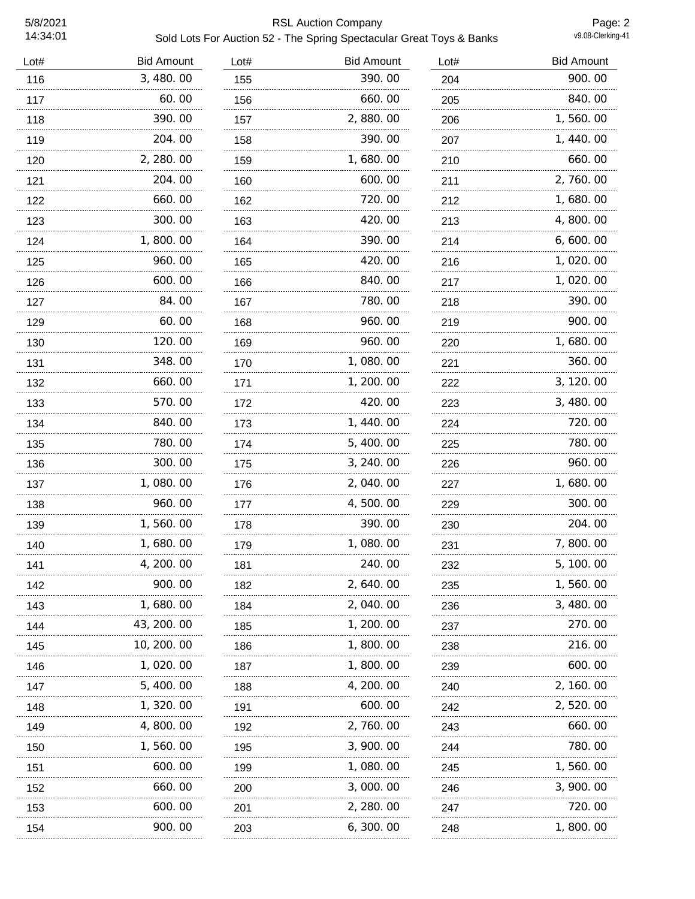| Lot# | Bid Amount |
|---|---|
| 116 | 3,480.00 |
| 117 | 60.00 |
| 118 | 390.00 |
| 119 | 204.00 |
| 120 | 2,280.00 |
| 121 | 204.00 |
| 122 | 660.00 |
| 123 | 300.00 |
| 124 | 1,800.00 |
| 125 | 960.00 |
| 126 | 600.00 |
| 127 | 84.00 |
| 129 | 60.00 |
| 130 | 120.00 |
| 131 | 348.00 |
| 132 | 660.00 |
| 133 | 570.00 |
| 134 | 840.00 |
| 135 | 780.00 |
| 136 | 300.00 |
| 137 | 1,080.00 |
| 138 | 960.00 |
| 139 | 1,560.00 |
| 140 | 1,680.00 |
| 141 | 4,200.00 |
| 142 | 900.00 |
| 143 | 1,680.00 |
| 144 | 43,200.00 |
| 145 | 10,200.00 |
| 146 | 1,020.00 |
| 147 | 5,400.00 |
| 148 | 1,320.00 |
| 149 | 4,800.00 |
| 150 | 1,560.00 |
| 151 | 600.00 |
| 152 | 660.00 |
| 153 | 600.00 |
| 154 | 900.00 |
| 155 | 390.00 |
| 156 | 660.00 |
| 157 | 2,880.00 |
| 158 | 390.00 |
| 159 | 1,680.00 |
| 160 | 600.00 |
| 162 | 720.00 |
| 163 | 420.00 |
| 164 | 390.00 |
| 165 | 420.00 |
| 166 | 840.00 |
| 167 | 780.00 |
| 168 | 960.00 |
| 169 | 960.00 |
| 170 | 1,080.00 |
| 171 | 1,200.00 |
| 172 | 420.00 |
| 173 | 1,440.00 |
| 174 | 5,400.00 |
| 175 | 3,240.00 |
| 176 | 2,040.00 |
| 177 | 4,500.00 |
| 178 | 390.00 |
| 179 | 1,080.00 |
| 181 | 240.00 |
| 182 | 2,640.00 |
| 184 | 2,040.00 |
| 185 | 1,200.00 |
| 186 | 1,800.00 |
| 187 | 1,800.00 |
| 188 | 4,200.00 |
| 191 | 600.00 |
| 192 | 2,760.00 |
| 195 | 3,900.00 |
| 199 | 1,080.00 |
| 200 | 3,000.00 |
| 201 | 2,280.00 |
| 203 | 6,300.00 |
| 204 | 900.00 |
| 205 | 840.00 |
| 206 | 1,560.00 |
| 207 | 1,440.00 |
| 210 | 660.00 |
| 211 | 2,760.00 |
| 212 | 1,680.00 |
| 213 | 4,800.00 |
| 214 | 6,600.00 |
| 216 | 1,020.00 |
| 217 | 1,020.00 |
| 218 | 390.00 |
| 219 | 900.00 |
| 220 | 1,680.00 |
| 221 | 360.00 |
| 222 | 3,120.00 |
| 223 | 3,480.00 |
| 224 | 720.00 |
| 225 | 780.00 |
| 226 | 960.00 |
| 227 | 1,680.00 |
| 229 | 300.00 |
| 230 | 204.00 |
| 231 | 7,800.00 |
| 232 | 5,100.00 |
| 235 | 1,560.00 |
| 236 | 3,480.00 |
| 237 | 270.00 |
| 238 | 216.00 |
| 239 | 600.00 |
| 240 | 2,160.00 |
| 242 | 2,520.00 |
| 243 | 660.00 |
| 244 | 780.00 |
| 245 | 1,560.00 |
| 246 | 3,900.00 |
| 247 | 720.00 |
| 248 | 1,800.00 |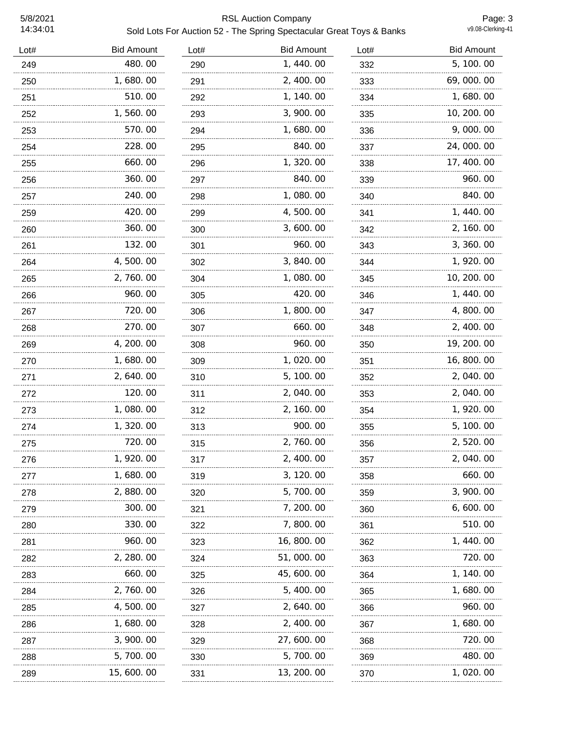| Lot# | Bid Amount | Lot# | Bid Amount | Lot# | Bid Amount |
|---|---|---|---|---|---|
| 249 | 480.00 | 290 | 1,440.00 | 332 | 5,100.00 |
| 250 | 1,680.00 | 291 | 2,400.00 | 333 | 69,000.00 |
| 251 | 510.00 | 292 | 1,140.00 | 334 | 1,680.00 |
| 252 | 1,560.00 | 293 | 3,900.00 | 335 | 10,200.00 |
| 253 | 570.00 | 294 | 1,680.00 | 336 | 9,000.00 |
| 254 | 228.00 | 295 | 840.00 | 337 | 24,000.00 |
| 255 | 660.00 | 296 | 1,320.00 | 338 | 17,400.00 |
| 256 | 360.00 | 297 | 840.00 | 339 | 960.00 |
| 257 | 240.00 | 298 | 1,080.00 | 340 | 840.00 |
| 259 | 420.00 | 299 | 4,500.00 | 341 | 1,440.00 |
| 260 | 360.00 | 300 | 3,600.00 | 342 | 2,160.00 |
| 261 | 132.00 | 301 | 960.00 | 343 | 3,360.00 |
| 264 | 4,500.00 | 302 | 3,840.00 | 344 | 1,920.00 |
| 265 | 2,760.00 | 304 | 1,080.00 | 345 | 10,200.00 |
| 266 | 960.00 | 305 | 420.00 | 346 | 1,440.00 |
| 267 | 720.00 | 306 | 1,800.00 | 347 | 4,800.00 |
| 268 | 270.00 | 307 | 660.00 | 348 | 2,400.00 |
| 269 | 4,200.00 | 308 | 960.00 | 350 | 19,200.00 |
| 270 | 1,680.00 | 309 | 1,020.00 | 351 | 16,800.00 |
| 271 | 2,640.00 | 310 | 5,100.00 | 352 | 2,040.00 |
| 272 | 120.00 | 311 | 2,040.00 | 353 | 2,040.00 |
| 273 | 1,080.00 | 312 | 2,160.00 | 354 | 1,920.00 |
| 274 | 1,320.00 | 313 | 900.00 | 355 | 5,100.00 |
| 275 | 720.00 | 315 | 2,760.00 | 356 | 2,520.00 |
| 276 | 1,920.00 | 317 | 2,400.00 | 357 | 2,040.00 |
| 277 | 1,680.00 | 319 | 3,120.00 | 358 | 660.00 |
| 278 | 2,880.00 | 320 | 5,700.00 | 359 | 3,900.00 |
| 279 | 300.00 | 321 | 7,200.00 | 360 | 6,600.00 |
| 280 | 330.00 | 322 | 7,800.00 | 361 | 510.00 |
| 281 | 960.00 | 323 | 16,800.00 | 362 | 1,440.00 |
| 282 | 2,280.00 | 324 | 51,000.00 | 363 | 720.00 |
| 283 | 660.00 | 325 | 45,600.00 | 364 | 1,140.00 |
| 284 | 2,760.00 | 326 | 5,400.00 | 365 | 1,680.00 |
| 285 | 4,500.00 | 327 | 2,640.00 | 366 | 960.00 |
| 286 | 1,680.00 | 328 | 2,400.00 | 367 | 1,680.00 |
| 287 | 3,900.00 | 329 | 27,600.00 | 368 | 720.00 |
| 288 | 5,700.00 | 330 | 5,700.00 | 369 | 480.00 |
| 289 | 15,600.00 | 331 | 13,200.00 | 370 | 1,020.00 |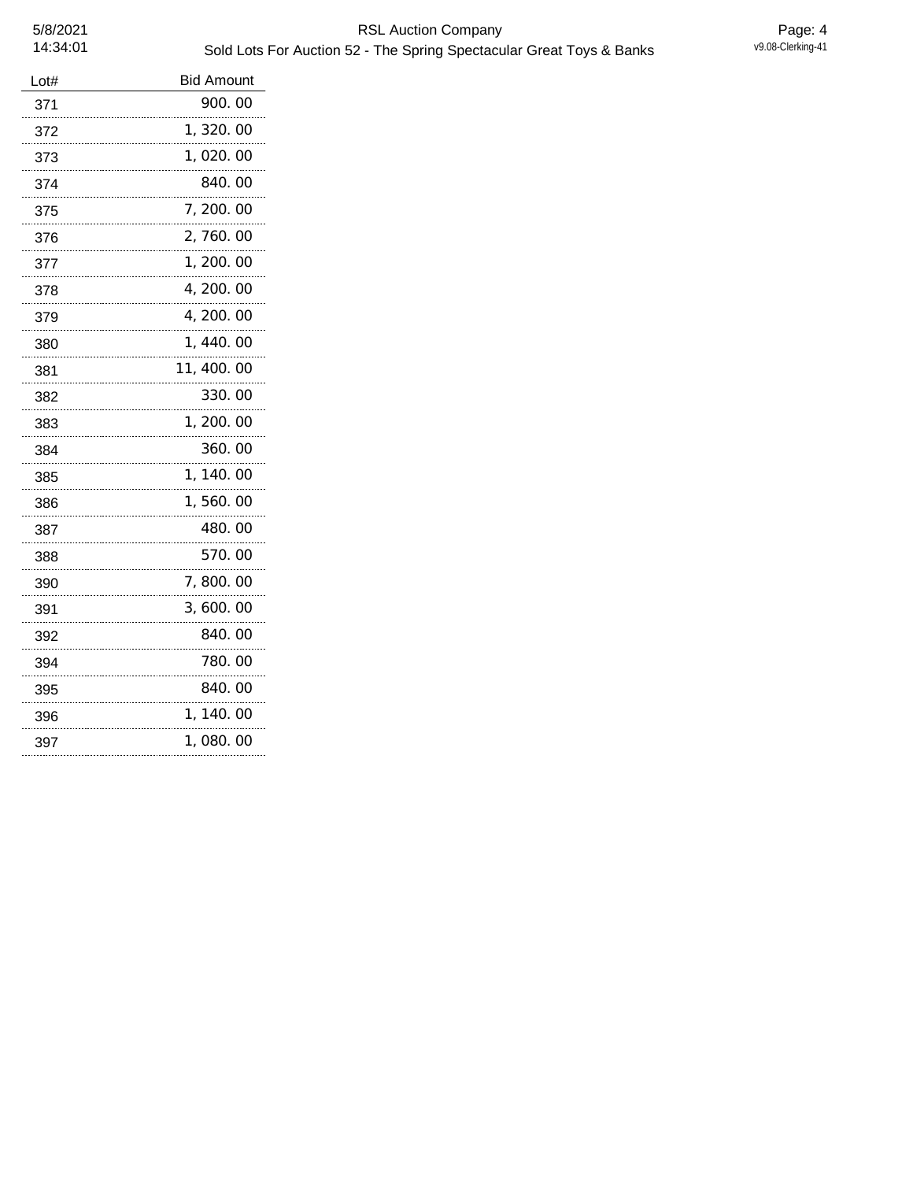| Lot# | Bid Amount |
| --- | --- |
| 371 | 900. 00 |
| 372 | 1, 320. 00 |
| 373 | 1, 020. 00 |
| 374 | 840. 00 |
| 375 | 7, 200. 00 |
| 376 | 2, 760. 00 |
| 377 | 1, 200. 00 |
| 378 | 4, 200. 00 |
| 379 | 4, 200. 00 |
| 380 | 1, 440. 00 |
| 381 | 11, 400. 00 |
| 382 | 330. 00 |
| 383 | 1, 200. 00 |
| 384 | 360. 00 |
| 385 | 1, 140. 00 |
| 386 | 1, 560. 00 |
| 387 | 480. 00 |
| 388 | 570. 00 |
| 390 | 7, 800. 00 |
| 391 | 3, 600. 00 |
| 392 | 840. 00 |
| 394 | 780. 00 |
| 395 | 840. 00 |
| 396 | 1, 140. 00 |
| 397 | 1, 080. 00 |